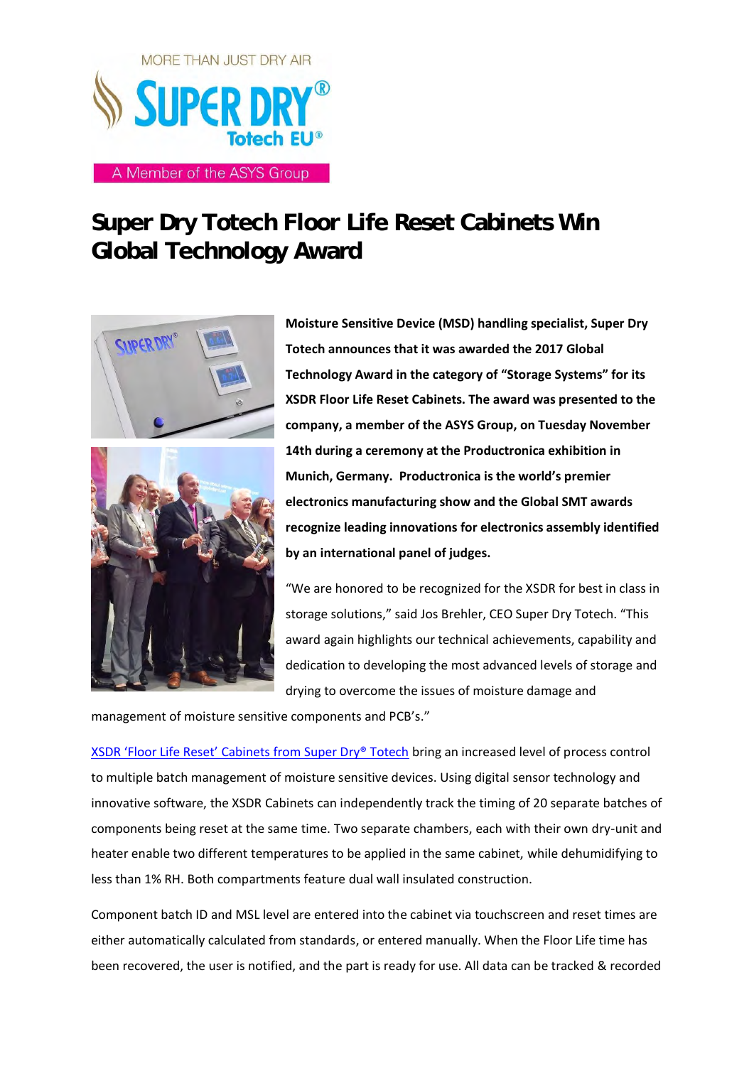MORE THAN JUST DRY AIR

SUPER DRY® Totech EU®

A Member of the ASYS Group

# Super Dry Totech Floor Life Reset Cabinets Win Global Technology Award

**Moisture Sensitive Device (MSD) handling specialist, Super Dry Totech announces that it was awarded the 2017 Global Technology Award in the category of "Storage Systems" for its XSDR Floor Life Reset Cabinets. The award was presented to the company, a member of the ASYS Group, on Tuesday November 14th during a ceremony at the Productronica exhibition in Munich, Germany. Productronica is the world's premier electronics manufacturing show and the Global SMT awards recognize leading innovations for electronics assembly identified by an international panel of judges.**

"We are honored to be recognized for the XSDR for best in class in storage solutions," said Jos Brehler, CEO Super Dry Totech. "This award again highlights our technical achievements, capability and dedication to developing the most advanced levels of storage and drying to overcome the issues of moisture damage and management of moisture sensitive components and PCB's."

XSDR 'Floor Life Reset' Cabinets from Super Dry® Totech bring an increased level of process control to multiple batch management of moisture sensitive devices. Using digital sensor technology and innovative software, the XSDR Cabinets can independently track the timing of 20 separate batches of components being reset at the same time. Two separate chambers, each with their own dry-unit and heater enable two different temperatures to be applied in the same cabinet, while dehumidifying to less than 1% RH. Both compartments feature dual wall insulated construction.

Component batch ID and MSL level are entered into the cabinet via touchscreen and reset times are either automatically calculated from standards, or entered manually. When the Floor Life time has been recovered, the user is notified, and the part is ready for use. All data can be tracked & recorded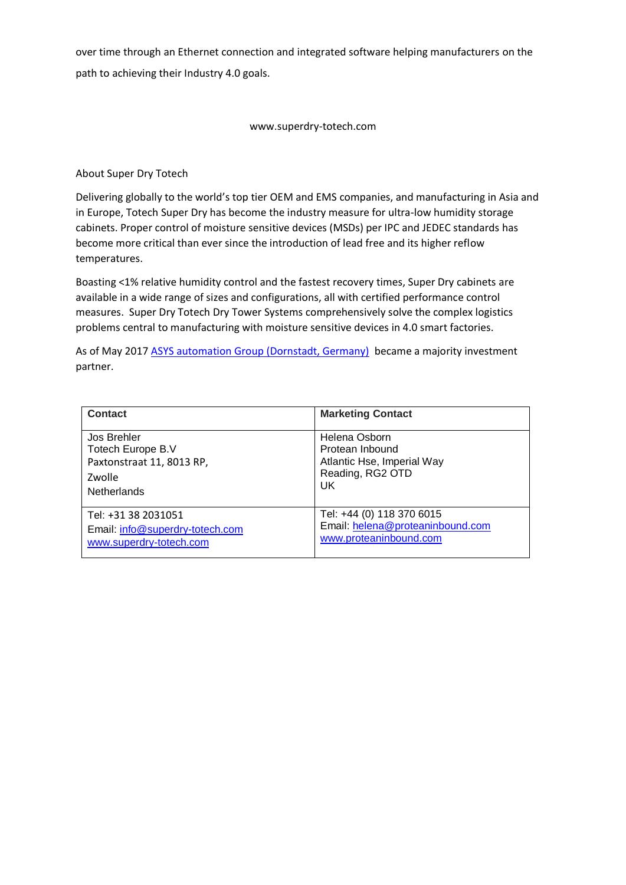over time through an Ethernet connection and integrated software helping manufacturers on the path to achieving their Industry 4.0 goals.

www.superdry-totech.com

About Super Dry Totech

Delivering globally to the world's top tier OEM and EMS companies, and manufacturing in Asia and in Europe, Totech Super Dry has become the industry measure for ultra-low humidity storage cabinets. Proper control of moisture sensitive devices (MSDs) per IPC and JEDEC standards has become more critical than ever since the introduction of lead free and its higher reflow temperatures.

Boasting <1% relative humidity control and the fastest recovery times, Super Dry cabinets are available in a wide range of sizes and configurations, all with certified performance control measures. Super Dry Totech Dry Tower Systems comprehensively solve the complex logistics problems central to manufacturing with moisture sensitive devices in 4.0 smart factories.

As of May 2017 ASYS automation Group (Dornstadt, Germany) became a majority investment partner.

| **Contact** | **Marketing Contact** |
|---|---|
| Jos Brehler<br>Totech Europe B.V<br>Paxtonstraat 11, 8013 RP,<br>Zwolle<br>Netherlands | Helena Osborn<br>Protean Inbound<br>Atlantic Hse, Imperial Way<br>Reading, RG2 OTD<br>UK |
| Tel: +31 38 2031051<br>Email: info@superdry-totech.com<br>www.superdry-totech.com | Tel: +44 (0) 118 370 6015<br>Email: helena@proteaninbound.com<br>www.proteaninbound.com |